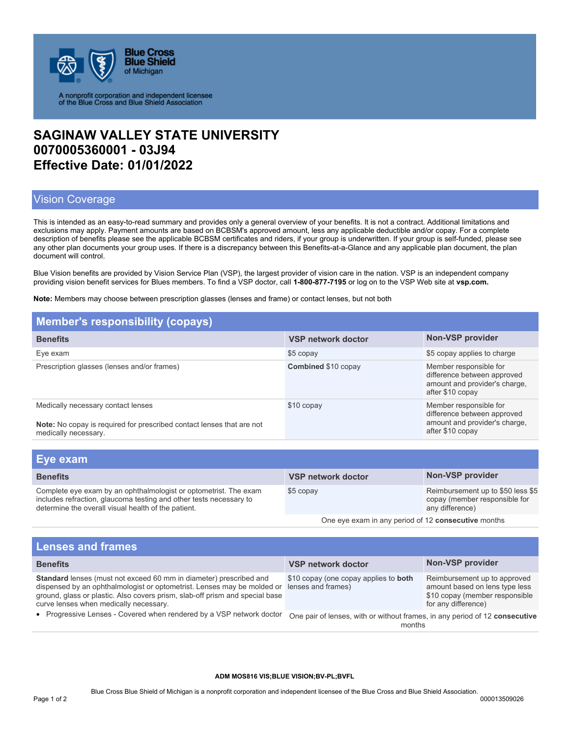Blue Cross Blue Shield of Michigan

A nonprofit corporation and independent licensee of the Blue Cross and Blue Shield Association

# SAGINAW VALLEY STATE UNIVERSITY
# 0070005360001 - 03J94
# Effective Date: 01/01/2022

## Vision Coverage

This is intended as an easy-to-read summary and provides only a general overview of your benefits. It is not a contract. Additional limitations and exclusions may apply. Payment amounts are based on BCBSM's approved amount, less any applicable deductible and/or copay. For a complete description of benefits please see the applicable BCBSM certificates and riders, if your group is underwritten. If your group is self-funded, please see any other plan documents your group uses. If there is a discrepancy between this Benefits-at-a-Glance and any applicable plan document, the plan document will control.

Blue Vision benefits are provided by Vision Service Plan (VSP), the largest provider of vision care in the nation. VSP is an independent company providing vision benefit services for Blues members. To find a VSP doctor, call **1-800-877-7195** or log on to the VSP Web site at **vsp.com.**

**Note:** Members may choose between prescription glasses (lenses and frame) or contact lenses, but not both

## Member's responsibility (copays)

| Benefits | VSP network doctor | Non-VSP provider |
|---|---|---|
| Eye exam | $5 copay | $5 copay applies to charge |
| Prescription glasses (lenses and/or frames) | **Combined** $10 copay | Member responsible for difference between approved amount and provider's charge, after $10 copay |
| Medically necessary contact lenses<br><br>**Note:** No copay is required for prescribed contact lenses that are not medically necessary. | $10 copay | Member responsible for difference between approved amount and provider's charge, after $10 copay |

## Eye exam

| Benefits | VSP network doctor | Non-VSP provider |
|---|---|---|
| Complete eye exam by an ophthalmologist or optometrist. The exam includes refraction, glaucoma testing and other tests necessary to determine the overall visual health of the patient. | $5 copay | Reimbursement up to $50 less $5 copay (member responsible for any difference) |
| | One eye exam in any period of 12 **consecutive** months | |

## Lenses and frames

| Benefits | VSP network doctor | Non-VSP provider |
|---|---|---|
| **Standard** lenses (must not exceed 60 mm in diameter) prescribed and dispensed by an ophthalmologist or optometrist. Lenses may be molded or ground, glass or plastic. Also covers prism, slab-off prism and special base curve lenses when medically necessary. | $10 copay (one copay applies to **both** lenses and frames) | Reimbursement up to approved amount based on lens type less $10 copay (member responsible for any difference) |
| • Progressive Lenses - Covered when rendered by a VSP network doctor | One pair of lenses, with or without frames, in any period of 12 **consecutive** months | |

ADM MOS816 VIS;BLUE VISION;BV-PL;BVFL

Blue Cross Blue Shield of Michigan is a nonprofit corporation and independent licensee of the Blue Cross and Blue Shield Association.

000013509026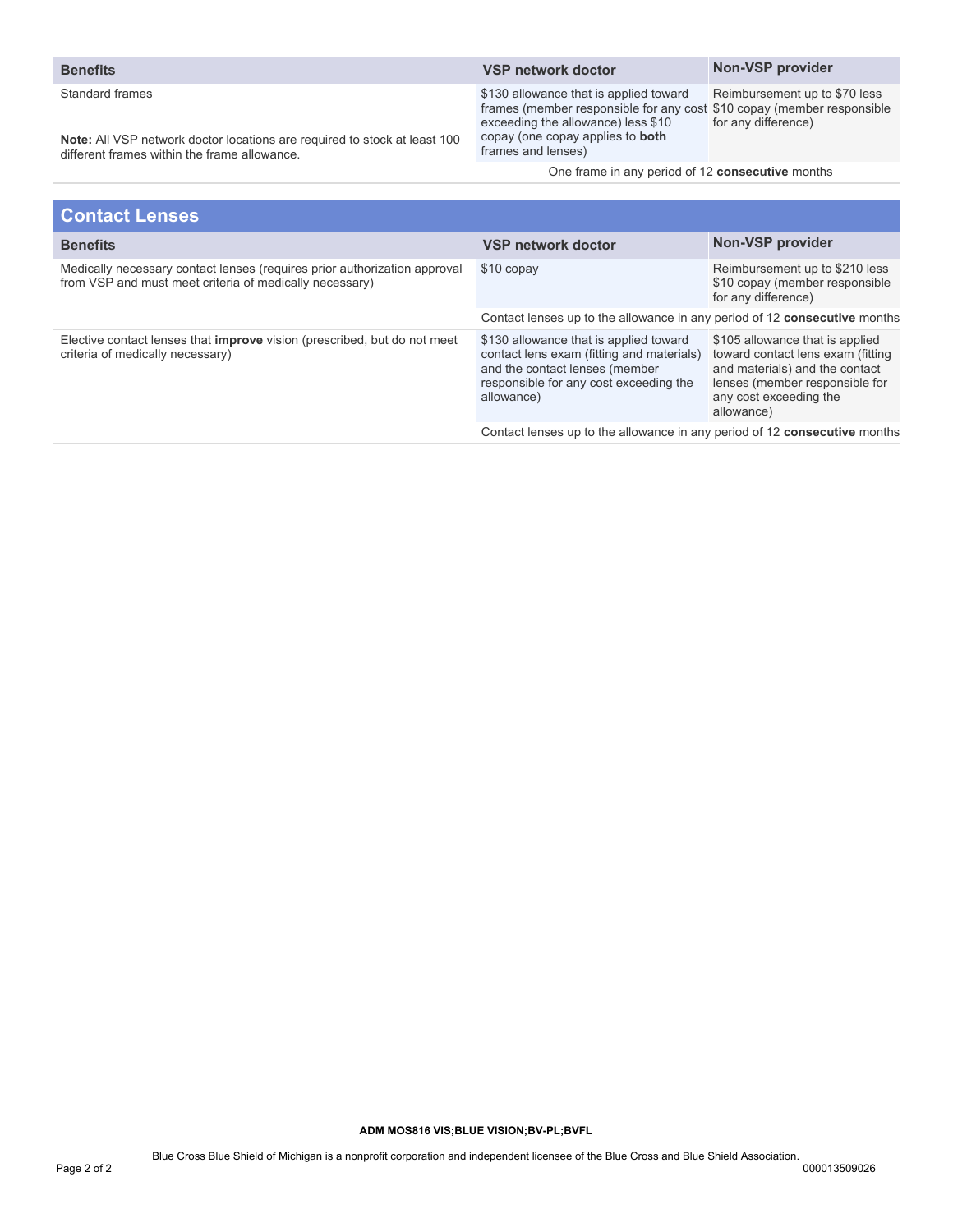| Benefits | VSP network doctor | Non-VSP provider |
|---|---|---|
| Standard frames<br><br>**Note:** All VSP network doctor locations are required to stock at least 100 different frames within the frame allowance. | $130 allowance that is applied toward frames (member responsible for any cost exceeding the allowance) less $10 copay (one copay applies to **both** frames and lenses) | Reimbursement up to $70 less $10 copay (member responsible for any difference) |
| | One frame in any period of 12 **consecutive** months | |

## Contact Lenses

| Benefits | VSP network doctor | Non-VSP provider |
|---|---|---|
| Medically necessary contact lenses (requires prior authorization approval from VSP and must meet criteria of medically necessary) | $10 copay | Reimbursement up to $210 less $10 copay (member responsible for any difference) |
| | Contact lenses up to the allowance in any period of 12 **consecutive** months | |
| Elective contact lenses that **improve** vision (prescribed, but do not meet criteria of medically necessary) | $130 allowance that is applied toward contact lens exam (fitting and materials) and the contact lenses (member responsible for any cost exceeding the allowance) | $105 allowance that is applied toward contact lens exam (fitting and materials) and the contact lenses (member responsible for any cost exceeding the allowance) |
| | Contact lenses up to the allowance in any period of 12 **consecutive** months | |

**ADM MOS816 VIS;BLUE VISION;BV-PL;BVFL**

Blue Cross Blue Shield of Michigan is a nonprofit corporation and independent licensee of the Blue Cross and Blue Shield Association.

000013509026